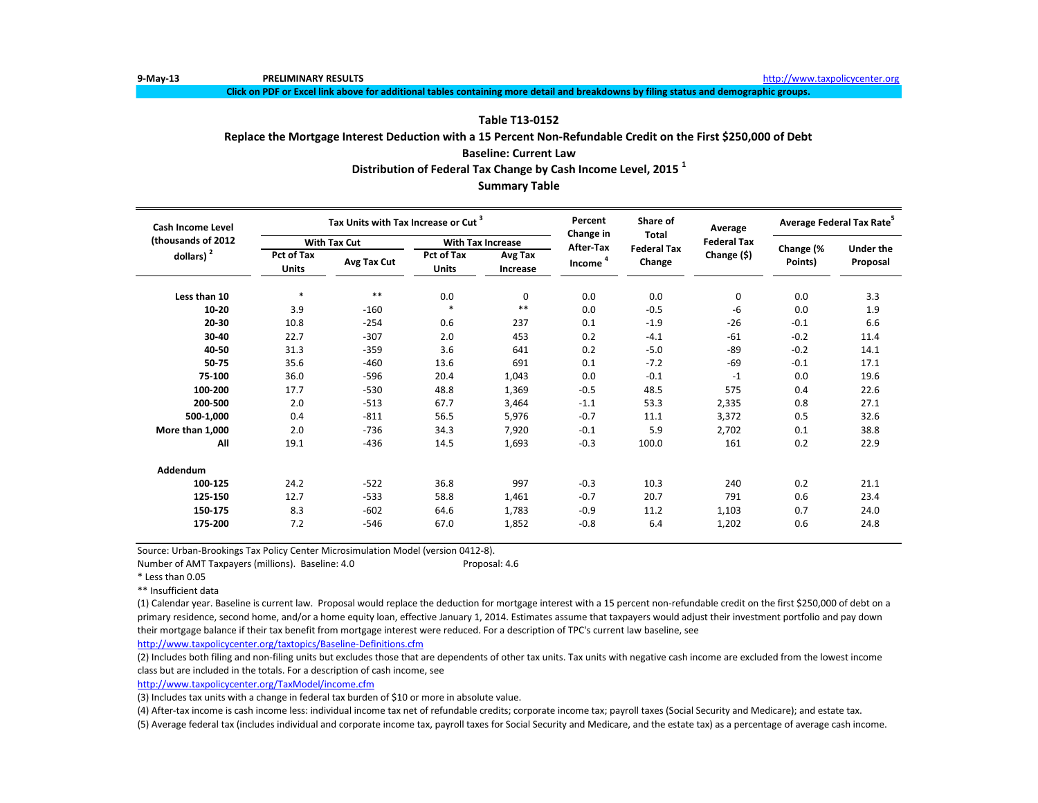9-May-13 **PRELIMINARY RESULTS** http://www.taxpolicycenter.org

**Click on PDF or Excel link above for additional tables containing more detail and breakdowns by filing status and demographic groups.**

## Table T13-0152

### Replace the Mortgage Interest Deduction with a 15 Percent Non-Refundable Credit on the First $250,000 of Debt

### Baseline: Current Law

### Distribution of Federal Tax Change by Cash Income Level, 2015 [1]

### Summary Table

| Cash Income Level (thousands of 2012 dollars) [2] | Tax Units with Tax Increase or Cut [3] | | | | Percent Change in After-Tax Income [4] | Share of Total Federal Tax Change | Average Federal Tax Change ($) | Average Federal Tax Rate[5] | |
|---|---|---|---|---|---|---|---|---|---|
| | With Tax Cut | | With Tax Increase | | | | | | |
| | Pct of Tax Units | Avg Tax Cut | Pct of Tax Units | Avg Tax Increase | | | | Change (% Points) | Under the Proposal |
| **Less than 10** | * | ** | 0.0 | 0 | 0.0 | 0.0 | 0 | 0.0 | 3.3 |
| **10-20** | 3.9 | -160 | * | ** | 0.0 | -0.5 | -6 | 0.0 | 1.9 |
| **20-30** | 10.8 | -254 | 0.6 | 237 | 0.1 | -1.9 | -26 | -0.1 | 6.6 |
| **30-40** | 22.7 | -307 | 2.0 | 453 | 0.2 | -4.1 | -61 | -0.2 | 11.4 |
| **40-50** | 31.3 | -359 | 3.6 | 641 | 0.2 | -5.0 | -89 | -0.2 | 14.1 |
| **50-75** | 35.6 | -460 | 13.6 | 691 | 0.1 | -7.2 | -69 | -0.1 | 17.1 |
| **75-100** | 36.0 | -596 | 20.4 | 1,043 | 0.0 | -0.1 | -1 | 0.0 | 19.6 |
| **100-200** | 17.7 | -530 | 48.8 | 1,369 | -0.5 | 48.5 | 575 | 0.4 | 22.6 |
| **200-500** | 2.0 | -513 | 67.7 | 3,464 | -1.1 | 53.3 | 2,335 | 0.8 | 27.1 |
| **500-1,000** | 0.4 | -811 | 56.5 | 5,976 | -0.7 | 11.1 | 3,372 | 0.5 | 32.6 |
| **More than 1,000** | 2.0 | -736 | 34.3 | 7,920 | -0.1 | 5.9 | 2,702 | 0.1 | 38.8 |
| **All** | 19.1 | -436 | 14.5 | 1,693 | -0.3 | 100.0 | 161 | 0.2 | 22.9 |
| **Addendum** | | | | | | | | | |
| **100-125** | 24.2 | -522 | 36.8 | 997 | -0.3 | 10.3 | 240 | 0.2 | 21.1 |
| **125-150** | 12.7 | -533 | 58.8 | 1,461 | -0.7 | 20.7 | 791 | 0.6 | 23.4 |
| **150-175** | 8.3 | -602 | 64.6 | 1,783 | -0.9 | 11.2 | 1,103 | 0.7 | 24.0 |
| **175-200** | 7.2 | -546 | 67.0 | 1,852 | -0.8 | 6.4 | 1,202 | 0.6 | 24.8 |

Source: Urban-Brookings Tax Policy Center Microsimulation Model (version 0412-8).

Number of AMT Taxpayers (millions). Baseline: 4.0 Proposal: 4.6

* Less than 0.05

** Insufficient data

(1) Calendar year. Baseline is current law. Proposal would replace the deduction for mortgage interest with a 15 percent non-refundable credit on the first $250,000 of debt on a primary residence, second home, and/or a home equity loan, effective January 1, 2014. Estimates assume that taxpayers would adjust their investment portfolio and pay down their mortgage balance if their tax benefit from mortgage interest were reduced. For a description of TPC's current law baseline, see http://www.taxpolicycenter.org/taxtopics/Baseline-Definitions.cfm

(2) Includes both filing and non-filing units but excludes those that are dependents of other tax units. Tax units with negative cash income are excluded from the lowest income class but are included in the totals. For a description of cash income, see http://www.taxpolicycenter.org/TaxModel/income.cfm

(3) Includes tax units with a change in federal tax burden of $10 or more in absolute value.

(4) After-tax income is cash income less: individual income tax net of refundable credits; corporate income tax; payroll taxes (Social Security and Medicare); and estate tax.

(5) Average federal tax (includes individual and corporate income tax, payroll taxes for Social Security and Medicare, and the estate tax) as a percentage of average cash income.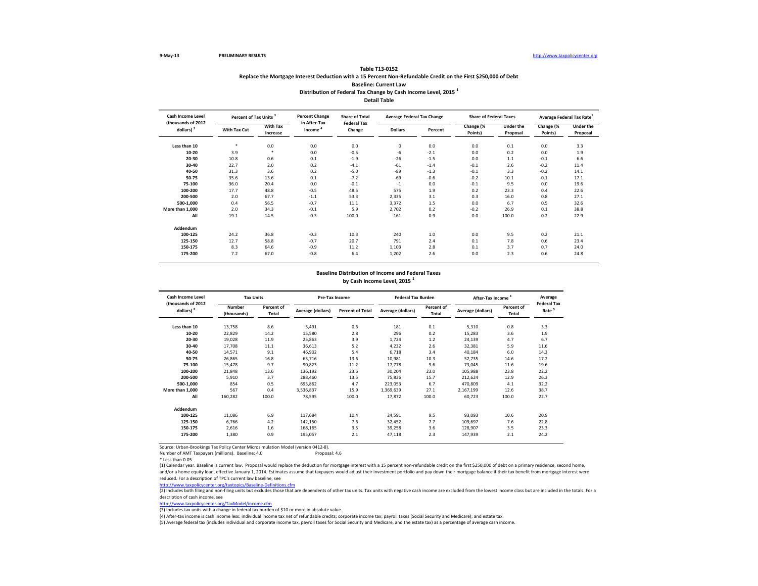9-May-13 PRELIMINARY RESULTS http://www.taxpolicycenter.org

## Table T13-0152

### Replace the Mortgage Interest Deduction with a 15 Percent Non-Refundable Credit on the First $250,000 of Debt

### Baseline: Current Law

### Distribution of Federal Tax Change by Cash Income Level, 2015 [1]

### Detail Table

| Cash Income Level (thousands of 2012 dollars) [2] | Percent of Tax Units [3] | | Percent Change in After-Tax Income [4] | Share of Total Federal Tax Change | Average Federal Tax Change | | Share of Federal Taxes | | Average Federal Tax Rate[5] | |
|---|---|---|---|---|---|---|---|---|---|---|
| | With Tax Cut | With Tax Increase | | | Dollars | Percent | Change (% Points) | Under the Proposal | Change (% Points) | Under the Proposal |
| Less than 10 | * | 0.0 | 0.0 | 0.0 | 0 | 0.0 | 0.0 | 0.1 | 0.0 | 3.3 |
| 10-20 | 3.9 | * | 0.0 | -0.5 | -6 | -2.1 | 0.0 | 0.2 | 0.0 | 1.9 |
| 20-30 | 10.8 | 0.6 | 0.1 | -1.9 | -26 | -1.5 | 0.0 | 1.1 | -0.1 | 6.6 |
| 30-40 | 22.7 | 2.0 | 0.2 | -4.1 | -61 | -1.4 | -0.1 | 2.6 | -0.2 | 11.4 |
| 40-50 | 31.3 | 3.6 | 0.2 | -5.0 | -89 | -1.3 | -0.1 | 3.3 | -0.2 | 14.1 |
| 50-75 | 35.6 | 13.6 | 0.1 | -7.2 | -69 | -0.6 | -0.2 | 10.1 | -0.1 | 17.1 |
| 75-100 | 36.0 | 20.4 | 0.0 | -0.1 | -1 | 0.0 | -0.1 | 9.5 | 0.0 | 19.6 |
| 100-200 | 17.7 | 48.8 | -0.5 | 48.5 | 575 | 1.9 | 0.2 | 23.3 | 0.4 | 22.6 |
| 200-500 | 2.0 | 67.7 | -1.1 | 53.3 | 2,335 | 3.1 | 0.3 | 16.0 | 0.8 | 27.1 |
| 500-1,000 | 0.4 | 56.5 | -0.7 | 11.1 | 3,372 | 1.5 | 0.0 | 6.7 | 0.5 | 32.6 |
| More than 1,000 | 2.0 | 34.3 | -0.1 | 5.9 | 2,702 | 0.2 | -0.2 | 26.9 | 0.1 | 38.8 |
| All | 19.1 | 14.5 | -0.3 | 100.0 | 161 | 0.9 | 0.0 | 100.0 | 0.2 | 22.9 |
| **Addendum** | | | | | | | | | | |
| 100-125 | 24.2 | 36.8 | -0.3 | 10.3 | 240 | 1.0 | 0.0 | 9.5 | 0.2 | 21.1 |
| 125-150 | 12.7 | 58.8 | -0.7 | 20.7 | 791 | 2.4 | 0.1 | 7.8 | 0.6 | 23.4 |
| 150-175 | 8.3 | 64.6 | -0.9 | 11.2 | 1,103 | 2.8 | 0.1 | 3.7 | 0.7 | 24.0 |
| 175-200 | 7.2 | 67.0 | -0.8 | 6.4 | 1,202 | 2.6 | 0.0 | 2.3 | 0.6 | 24.8 |

### Baseline Distribution of Income and Federal Taxes by Cash Income Level, 2015 [1]

| Cash Income Level (thousands of 2012 dollars) [2] | Tax Units | | Pre-Tax Income | | Federal Tax Burden | | After-Tax Income [4] | | Average Federal Tax Rate [5] |
|---|---|---|---|---|---|---|---|---|---|
| | Number (thousands) | Percent of Total | Average (dollars) | Percent of Total | Average (dollars) | Percent of Total | Average (dollars) | Percent of Total | |
| Less than 10 | 13,758 | 8.6 | 5,491 | 0.6 | 181 | 0.1 | 5,310 | 0.8 | 3.3 |
| 10-20 | 22,829 | 14.2 | 15,580 | 2.8 | 296 | 0.2 | 15,283 | 3.6 | 1.9 |
| 20-30 | 19,028 | 11.9 | 25,863 | 3.9 | 1,724 | 1.2 | 24,139 | 4.7 | 6.7 |
| 30-40 | 17,708 | 11.1 | 36,613 | 5.2 | 4,232 | 2.6 | 32,381 | 5.9 | 11.6 |
| 40-50 | 14,571 | 9.1 | 46,902 | 5.4 | 6,718 | 3.4 | 40,184 | 6.0 | 14.3 |
| 50-75 | 26,865 | 16.8 | 63,716 | 13.6 | 10,981 | 10.3 | 52,735 | 14.6 | 17.2 |
| 75-100 | 15,478 | 9.7 | 90,823 | 11.2 | 17,778 | 9.6 | 73,045 | 11.6 | 19.6 |
| 100-200 | 21,848 | 13.6 | 136,192 | 23.6 | 30,204 | 23.0 | 105,988 | 23.8 | 22.2 |
| 200-500 | 5,910 | 3.7 | 288,460 | 13.5 | 75,836 | 15.7 | 212,624 | 12.9 | 26.3 |
| 500-1,000 | 854 | 0.5 | 693,862 | 4.7 | 223,053 | 6.7 | 470,809 | 4.1 | 32.2 |
| More than 1,000 | 567 | 0.4 | 3,536,837 | 15.9 | 1,369,639 | 27.1 | 2,167,199 | 12.6 | 38.7 |
| All | 160,282 | 100.0 | 78,595 | 100.0 | 17,872 | 100.0 | 60,723 | 100.0 | 22.7 |
| **Addendum** | | | | | | | | | |
| 100-125 | 11,086 | 6.9 | 117,684 | 10.4 | 24,591 | 9.5 | 93,093 | 10.6 | 20.9 |
| 125-150 | 6,766 | 4.2 | 142,150 | 7.6 | 32,452 | 7.7 | 109,697 | 7.6 | 22.8 |
| 150-175 | 2,616 | 1.6 | 168,165 | 3.5 | 39,258 | 3.6 | 128,907 | 3.5 | 23.3 |
| 175-200 | 1,380 | 0.9 | 195,057 | 2.1 | 47,118 | 2.3 | 147,939 | 2.1 | 24.2 |

Source: Urban-Brookings Tax Policy Center Microsimulation Model (version 0412-8).

Number of AMT Taxpayers (millions). Baseline: 4.0 Proposal: 4.6

\* Less than 0.05

(1) Calendar year. Baseline is current law. Proposal would replace the deduction for mortgage interest with a 15 percent non-refundable credit on the first $250,000 of debt on a primary residence, second home, and/or a home equity loan, effective January 1, 2014. Estimates assume that taxpayers would adjust their investment portfolio and pay down their mortgage balance if their tax benefit from mortgage interest were reduced. For a description of TPC's current law baseline, see

http://www.taxpolicycenter.org/taxtopics/Baseline-Definitions.cfm

(2) Includes both filing and non-filing units but excludes those that are dependents of other tax units. Tax units with negative cash income are excluded from the lowest income class but are included in the totals. For a description of cash income, see

http://www.taxpolicycenter.org/TaxModel/income.cfm

(3) Includes tax units with a change in federal tax burden of $10 or more in absolute value.

(4) After-tax income is cash income less: individual income tax net of refundable credits; corporate income tax; payroll taxes (Social Security and Medicare); and estate tax.

(5) Average federal tax (includes individual and corporate income tax, payroll taxes for Social Security and Medicare, and the estate tax) as a percentage of average cash income.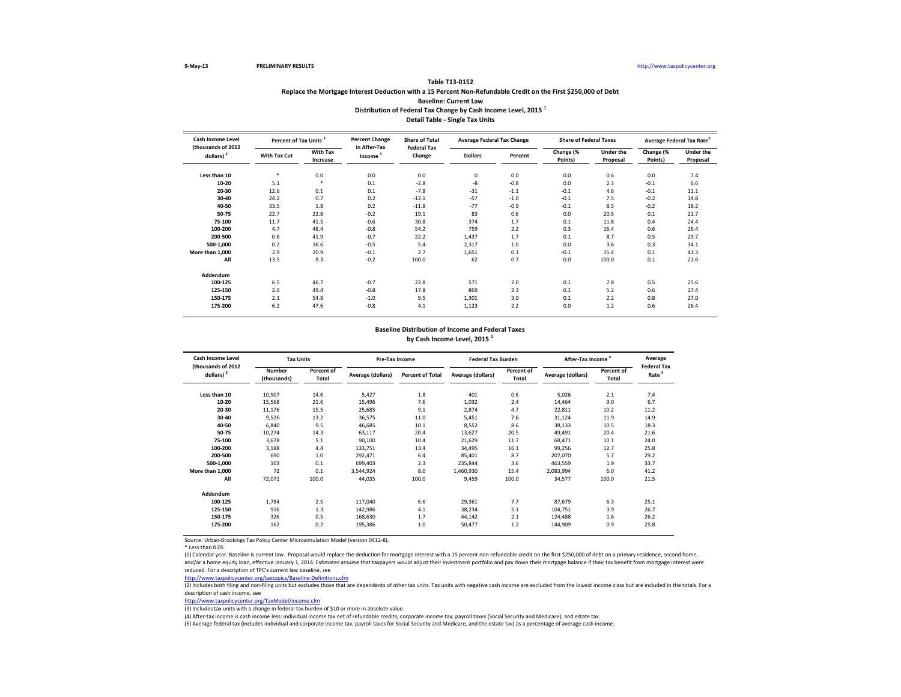9-May-13 PRELIMINARY RESULTS http://www.taxpolicycenter.org

**Table T13-0152**

**Replace the Mortgage Interest Deduction with a 15 Percent Non-Refundable Credit on the First $250,000 of Debt**

**Baseline: Current Law**

**Distribution of Federal Tax Change by Cash Income Level, 2015 [1]**

**Detail Table - Single Tax Units**

| Cash Income Level (thousands of 2012 dollars) [2] | Percent of Tax Units [3] | | Percent Change in After-Tax Income [4] | Share of Total Federal Tax Change | Average Federal Tax Change | | Share of Federal Taxes | | Average Federal Tax Rate[5] | |
|---|---|---|---|---|---|---|---|---|---|---|
| | With Tax Cut | With Tax Increase | | | Dollars | Percent | Change (% Points) | Under the Proposal | Change (% Points) | Under the Proposal |
| Less than 10 | * | 0.0 | 0.0 | 0.0 | 0 | 0.0 | 0.0 | 0.6 | 0.0 | 7.4 |
| 10-20 | 5.1 | * | 0.1 | -2.8 | -8 | -0.8 | 0.0 | 2.3 | -0.1 | 6.6 |
| 20-30 | 12.6 | 0.1 | 0.1 | -7.8 | -31 | -1.1 | -0.1 | 4.6 | -0.1 | 11.1 |
| 30-40 | 24.2 | 0.7 | 0.2 | -12.1 | -57 | -1.0 | -0.1 | 7.5 | -0.2 | 14.8 |
| 40-50 | 33.5 | 1.8 | 0.2 | -11.8 | -77 | -0.9 | -0.1 | 8.5 | -0.2 | 18.2 |
| 50-75 | 22.7 | 22.8 | -0.2 | 19.1 | 83 | 0.6 | 0.0 | 20.5 | 0.1 | 21.7 |
| 75-100 | 11.7 | 41.5 | -0.6 | 30.8 | 374 | 1.7 | 0.1 | 11.8 | 0.4 | 24.4 |
| 100-200 | 4.7 | 48.4 | -0.8 | 54.2 | 759 | 2.2 | 0.3 | 16.4 | 0.6 | 26.4 |
| 200-500 | 0.6 | 41.9 | -0.7 | 22.2 | 1,437 | 1.7 | 0.1 | 8.7 | 0.5 | 29.7 |
| 500-1,000 | 0.2 | 36.6 | -0.5 | 5.4 | 2,317 | 1.0 | 0.0 | 3.6 | 0.3 | 34.1 |
| More than 1,000 | 2.9 | 20.9 | -0.1 | 2.7 | 1,651 | 0.1 | -0.1 | 15.4 | 0.1 | 41.3 |
| All | 13.5 | 8.3 | -0.2 | 100.0 | 62 | 0.7 | 0.0 | 100.0 | 0.1 | 21.6 |
| **Addendum** | | | | | | | | | | |
| 100-125 | 6.5 | 46.7 | -0.7 | 22.8 | 571 | 2.0 | 0.1 | 7.8 | 0.5 | 25.6 |
| 125-150 | 2.0 | 49.4 | -0.8 | 17.8 | 869 | 2.3 | 0.1 | 5.2 | 0.6 | 27.4 |
| 150-175 | 2.1 | 54.8 | -1.0 | 9.5 | 1,301 | 3.0 | 0.1 | 2.2 | 0.8 | 27.0 |
| 175-200 | 6.2 | 47.6 | -0.8 | 4.1 | 1,123 | 2.2 | 0.0 | 1.2 | 0.6 | 26.4 |

**Baseline Distribution of Income and Federal Taxes by Cash Income Level, 2015 [1]**

| Cash Income Level (thousands of 2012 dollars) [2] | Tax Units | | Pre-Tax Income | | Federal Tax Burden | | After-Tax Income [4] | | Average Federal Tax Rate [5] |
|---|---|---|---|---|---|---|---|---|---|
| | Number (thousands) | Percent of Total | Average (dollars) | Percent of Total | Average (dollars) | Percent of Total | Average (dollars) | Percent of Total | |
| Less than 10 | 10,507 | 14.6 | 5,427 | 1.8 | 401 | 0.6 | 5,026 | 2.1 | 7.4 |
| 10-20 | 15,568 | 21.6 | 15,496 | 7.6 | 1,032 | 2.4 | 14,464 | 9.0 | 6.7 |
| 20-30 | 11,176 | 15.5 | 25,685 | 9.1 | 2,874 | 4.7 | 22,811 | 10.2 | 11.2 |
| 30-40 | 9,526 | 13.2 | 36,575 | 11.0 | 5,451 | 7.6 | 31,124 | 11.9 | 14.9 |
| 40-50 | 6,840 | 9.5 | 46,685 | 10.1 | 8,552 | 8.6 | 38,133 | 10.5 | 18.3 |
| 50-75 | 10,274 | 14.3 | 63,117 | 20.4 | 13,627 | 20.5 | 49,491 | 20.4 | 21.6 |
| 75-100 | 3,678 | 5.1 | 90,100 | 10.4 | 21,629 | 11.7 | 68,471 | 10.1 | 24.0 |
| 100-200 | 3,188 | 4.4 | 133,751 | 13.4 | 34,495 | 16.1 | 99,256 | 12.7 | 25.8 |
| 200-500 | 690 | 1.0 | 292,471 | 6.4 | 85,401 | 8.7 | 207,070 | 5.7 | 29.2 |
| 500-1,000 | 103 | 0.1 | 699,403 | 2.3 | 235,844 | 3.6 | 463,559 | 1.9 | 33.7 |
| More than 1,000 | 72 | 0.1 | 3,544,924 | 8.0 | 1,460,930 | 15.4 | 2,083,994 | 6.0 | 41.2 |
| All | 72,071 | 100.0 | 44,035 | 100.0 | 9,459 | 100.0 | 34,577 | 100.0 | 21.5 |
| **Addendum** | | | | | | | | | |
| 100-125 | 1,784 | 2.5 | 117,040 | 6.6 | 29,361 | 7.7 | 87,679 | 6.3 | 25.1 |
| 125-150 | 916 | 1.3 | 142,986 | 4.1 | 38,234 | 5.1 | 104,751 | 3.9 | 26.7 |
| 150-175 | 326 | 0.5 | 168,630 | 1.7 | 44,142 | 2.1 | 124,488 | 1.6 | 26.2 |
| 175-200 | 162 | 0.2 | 195,386 | 1.0 | 50,477 | 1.2 | 144,909 | 0.9 | 25.8 |

Source: Urban-Brookings Tax Policy Center Microsimulation Model (version 0412-8).

* Less than 0.05

(1) Calendar year. Baseline is current law. Proposal would replace the deduction for mortgage interest with a 15 percent non-refundable credit on the first $250,000 of debt on a primary residence, second home, and/or a home equity loan, effective January 1, 2014. Estimates assume that taxpayers would adjust their investment portfolio and pay down their mortgage balance if their tax benefit from mortgage interest were reduced. For a description of TPC's current law baseline, see

http://www.taxpolicycenter.org/taxtopics/Baseline-Definitions.cfm

(2) Includes both filing and non-filing units but excludes those that are dependents of other tax units. Tax units with negative cash income are excluded from the lowest income class but are included in the totals. For a description of cash income, see

http://www.taxpolicycenter.org/TaxModel/income.cfm

(3) Includes tax units with a change in federal tax burden of $10 or more in absolute value.

(4) After-tax income is cash income less: individual income tax net of refundable credits; corporate income tax; payroll taxes (Social Security and Medicare); and estate tax.

(5) Average federal tax (includes individual and corporate income tax, payroll taxes for Social Security and Medicare, and the estate tax) as a percentage of average cash income.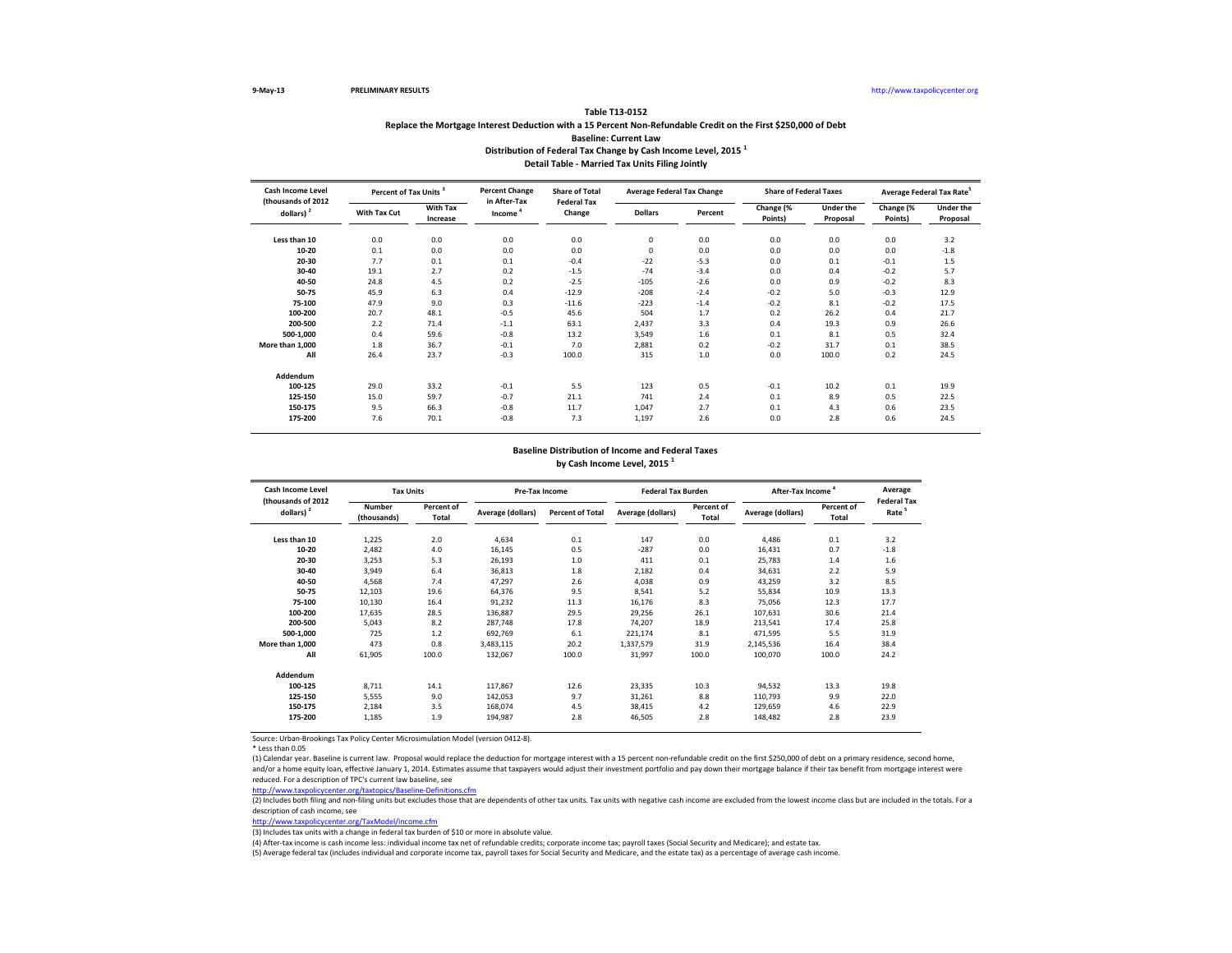9-May-13 **PRELIMINARY RESULTS** http://www.taxpolicycenter.org

### Table T13-0152
### Replace the Mortgage Interest Deduction with a 15 Percent Non-Refundable Credit on the First $250,000 of Debt
### Baseline: Current Law
### Distribution of Federal Tax Change by Cash Income Level, 2015 [1]
### Detail Table - Married Tax Units Filing Jointly

| Cash Income Level (thousands of 2012 dollars) [2] | Percent of Tax Units [3] | | Percent Change in After-Tax Income [4] | Share of Total Federal Tax Change | Average Federal Tax Change | | Share of Federal Taxes | | Average Federal Tax Rate[5] | |
|---|---|---|---|---|---|---|---|---|---|---|
| | With Tax Cut | With Tax Increase | | | Dollars | Percent | Change (% Points) | Under the Proposal | Change (% Points) | Under the Proposal |
| Less than 10 | 0.0 | 0.0 | 0.0 | 0.0 | 0 | 0.0 | 0.0 | 0.0 | 0.0 | 3.2 |
| 10-20 | 0.1 | 0.0 | 0.0 | 0.0 | 0 | 0.0 | 0.0 | 0.0 | 0.0 | -1.8 |
| 20-30 | 7.7 | 0.1 | 0.1 | -0.4 | -22 | -5.3 | 0.0 | 0.1 | -0.1 | 1.5 |
| 30-40 | 19.1 | 2.7 | 0.2 | -1.5 | -74 | -3.4 | 0.0 | 0.4 | -0.2 | 5.7 |
| 40-50 | 24.8 | 4.5 | 0.2 | -2.5 | -105 | -2.6 | 0.0 | 0.9 | -0.2 | 8.3 |
| 50-75 | 45.9 | 6.3 | 0.4 | -12.9 | -208 | -2.4 | -0.2 | 5.0 | -0.3 | 12.9 |
| 75-100 | 47.9 | 9.0 | 0.3 | -11.6 | -223 | -1.4 | -0.2 | 8.1 | -0.2 | 17.5 |
| 100-200 | 20.7 | 48.1 | -0.5 | 45.6 | 504 | 1.7 | 0.2 | 26.2 | 0.4 | 21.7 |
| 200-500 | 2.2 | 71.4 | -1.1 | 63.1 | 2,437 | 3.3 | 0.4 | 19.3 | 0.9 | 26.6 |
| 500-1,000 | 0.4 | 59.6 | -0.8 | 13.2 | 3,549 | 1.6 | 0.1 | 8.1 | 0.5 | 32.4 |
| More than 1,000 | 1.8 | 36.7 | -0.1 | 7.0 | 2,881 | 0.2 | -0.2 | 31.7 | 0.1 | 38.5 |
| All | 26.4 | 23.7 | -0.3 | 100.0 | 315 | 1.0 | 0.0 | 100.0 | 0.2 | 24.5 |
| **Addendum** | | | | | | | | | | |
| 100-125 | 29.0 | 33.2 | -0.1 | 5.5 | 123 | 0.5 | -0.1 | 10.2 | 0.1 | 19.9 |
| 125-150 | 15.0 | 59.7 | -0.7 | 21.1 | 741 | 2.4 | 0.1 | 8.9 | 0.5 | 22.5 |
| 150-175 | 9.5 | 66.3 | -0.8 | 11.7 | 1,047 | 2.7 | 0.1 | 4.3 | 0.6 | 23.5 |
| 175-200 | 7.6 | 70.1 | -0.8 | 7.3 | 1,197 | 2.6 | 0.0 | 2.8 | 0.6 | 24.5 |

### Baseline Distribution of Income and Federal Taxes by Cash Income Level, 2015 [1]

| Cash Income Level (thousands of 2012 dollars) [2] | Tax Units | | Pre-Tax Income | | Federal Tax Burden | | After-Tax Income [4] | | Average Federal Tax Rate [5] |
|---|---|---|---|---|---|---|---|---|---|
| | Number (thousands) | Percent of Total | Average (dollars) | Percent of Total | Average (dollars) | Percent of Total | Average (dollars) | Percent of Total | |
| Less than 10 | 1,225 | 2.0 | 4,634 | 0.1 | 147 | 0.0 | 4,486 | 0.1 | 3.2 |
| 10-20 | 2,482 | 4.0 | 16,145 | 0.5 | -287 | 0.0 | 16,431 | 0.7 | -1.8 |
| 20-30 | 3,253 | 5.3 | 26,193 | 1.0 | 411 | 0.1 | 25,783 | 1.4 | 1.6 |
| 30-40 | 3,949 | 6.4 | 36,813 | 1.8 | 2,182 | 0.4 | 34,631 | 2.2 | 5.9 |
| 40-50 | 4,568 | 7.4 | 47,297 | 2.6 | 4,038 | 0.9 | 43,259 | 3.2 | 8.5 |
| 50-75 | 12,103 | 19.6 | 64,376 | 9.5 | 8,541 | 5.2 | 55,834 | 10.9 | 13.3 |
| 75-100 | 10,130 | 16.4 | 91,232 | 11.3 | 16,176 | 8.3 | 75,056 | 12.3 | 17.7 |
| 100-200 | 17,635 | 28.5 | 136,887 | 29.5 | 29,256 | 26.1 | 107,631 | 30.6 | 21.4 |
| 200-500 | 5,043 | 8.2 | 287,748 | 17.8 | 74,207 | 18.9 | 213,541 | 17.4 | 25.8 |
| 500-1,000 | 725 | 1.2 | 692,769 | 6.1 | 221,174 | 8.1 | 471,595 | 5.5 | 31.9 |
| More than 1,000 | 473 | 0.8 | 3,483,115 | 20.2 | 1,337,579 | 31.9 | 2,145,536 | 16.4 | 38.4 |
| All | 61,905 | 100.0 | 132,067 | 100.0 | 31,997 | 100.0 | 100,070 | 100.0 | 24.2 |
| **Addendum** | | | | | | | | | |
| 100-125 | 8,711 | 14.1 | 117,867 | 12.6 | 23,335 | 10.3 | 94,532 | 13.3 | 19.8 |
| 125-150 | 5,555 | 9.0 | 142,053 | 9.7 | 31,261 | 8.8 | 110,793 | 9.9 | 22.0 |
| 150-175 | 2,184 | 3.5 | 168,074 | 4.5 | 38,415 | 4.2 | 129,659 | 4.6 | 22.9 |
| 175-200 | 1,185 | 1.9 | 194,987 | 2.8 | 46,505 | 2.8 | 148,482 | 2.8 | 23.9 |

Source: Urban-Brookings Tax Policy Center Microsimulation Model (version 0412-8).

\* Less than 0.05

(1) Calendar year. Baseline is current law. Proposal would replace the deduction for mortgage interest with a 15 percent non-refundable credit on the first $250,000 of debt on a primary residence, second home, and/or a home equity loan, effective January 1, 2014. Estimates assume that taxpayers would adjust their investment portfolio and pay down their mortgage balance if their tax benefit from mortgage interest were reduced. For a description of TPC's current law baseline, see

http://www.taxpolicycenter.org/taxtopics/Baseline-Definitions.cfm

(2) Includes both filing and non-filing units but excludes those that are dependents of other tax units. Tax units with negative cash income are excluded from the lowest income class but are included in the totals. For a description of cash income, see

http://www.taxpolicycenter.org/TaxModel/income.cfm

(3) Includes tax units with a change in federal tax burden of $10 or more in absolute value.

(4) After-tax income is cash income less: individual income tax net of refundable credits; corporate income tax; payroll taxes (Social Security and Medicare); and estate tax.

(5) Average federal tax (includes individual and corporate income tax, payroll taxes for Social Security and Medicare, and the estate tax) as a percentage of average cash income.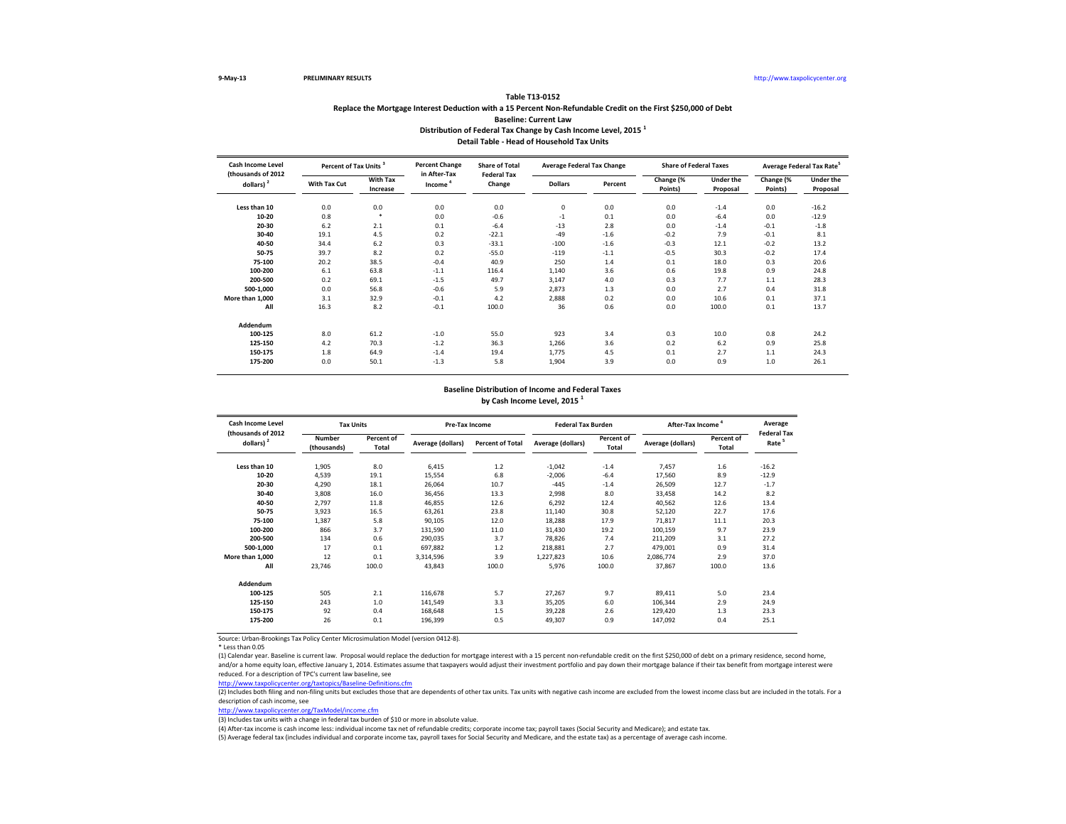9-May-13 **PRELIMINARY RESULTS** http://www.taxpolicycenter.org

**Table T13-0152**

**Replace the Mortgage Interest Deduction with a 15 Percent Non-Refundable Credit on the First $250,000 of Debt**

**Baseline: Current Law**

**Distribution of Federal Tax Change by Cash Income Level, 2015 [1]**

**Detail Table - Head of Household Tax Units**

| Cash Income Level (thousands of 2012 dollars) [2] | Percent of Tax Units [3] | | Percent Change in After-Tax Income [4] | Share of Total Federal Tax Change | Average Federal Tax Change | | Share of Federal Taxes | | Average Federal Tax Rate[5] | |
|---|---|---|---|---|---|---|---|---|---|---|
| | With Tax Cut | With Tax Increase | | | Dollars | Percent | Change (% Points) | Under the Proposal | Change (% Points) | Under the Proposal |
| Less than 10 | 0.0 | 0.0 | 0.0 | 0.0 | 0 | 0.0 | 0.0 | -1.4 | 0.0 | -16.2 |
| 10-20 | 0.8 | * | 0.0 | -0.6 | -1 | 0.1 | 0.0 | -6.4 | 0.0 | -12.9 |
| 20-30 | 6.2 | 2.1 | 0.1 | -6.4 | -13 | 2.8 | 0.0 | -1.4 | -0.1 | -1.8 |
| 30-40 | 19.1 | 4.5 | 0.2 | -22.1 | -49 | -1.6 | -0.2 | 7.9 | -0.1 | 8.1 |
| 40-50 | 34.4 | 6.2 | 0.3 | -33.1 | -100 | -1.6 | -0.3 | 12.1 | -0.2 | 13.2 |
| 50-75 | 39.7 | 8.2 | 0.2 | -55.0 | -119 | -1.1 | -0.5 | 30.3 | -0.2 | 17.4 |
| 75-100 | 20.2 | 38.5 | -0.4 | 40.9 | 250 | 1.4 | 0.1 | 18.0 | 0.3 | 20.6 |
| 100-200 | 6.1 | 63.8 | -1.1 | 116.4 | 1,140 | 3.6 | 0.6 | 19.8 | 0.9 | 24.8 |
| 200-500 | 0.2 | 69.1 | -1.5 | 49.7 | 3,147 | 4.0 | 0.3 | 7.7 | 1.1 | 28.3 |
| 500-1,000 | 0.0 | 56.8 | -0.6 | 5.9 | 2,873 | 1.3 | 0.0 | 2.7 | 0.4 | 31.8 |
| More than 1,000 | 3.1 | 32.9 | -0.1 | 4.2 | 2,888 | 0.2 | 0.0 | 10.6 | 0.1 | 37.1 |
| All | 16.3 | 8.2 | -0.1 | 100.0 | 36 | 0.6 | 0.0 | 100.0 | 0.1 | 13.7 |
| **Addendum** | | | | | | | | | | |
| 100-125 | 8.0 | 61.2 | -1.0 | 55.0 | 923 | 3.4 | 0.3 | 10.0 | 0.8 | 24.2 |
| 125-150 | 4.2 | 70.3 | -1.2 | 36.3 | 1,266 | 3.6 | 0.2 | 6.2 | 0.9 | 25.8 |
| 150-175 | 1.8 | 64.9 | -1.4 | 19.4 | 1,775 | 4.5 | 0.1 | 2.7 | 1.1 | 24.3 |
| 175-200 | 0.0 | 50.1 | -1.3 | 5.8 | 1,904 | 3.9 | 0.0 | 0.9 | 1.0 | 26.1 |

**Baseline Distribution of Income and Federal Taxes by Cash Income Level, 2015 [1]**

| Cash Income Level (thousands of 2012 dollars) [2] | Tax Units | | Pre-Tax Income | | Federal Tax Burden | | After-Tax Income [4] | | Average Federal Tax Rate [5] |
|---|---|---|---|---|---|---|---|---|---|
| | Number (thousands) | Percent of Total | Average (dollars) | Percent of Total | Average (dollars) | Percent of Total | Average (dollars) | Percent of Total | |
| Less than 10 | 1,905 | 8.0 | 6,415 | 1.2 | -1,042 | -1.4 | 7,457 | 1.6 | -16.2 |
| 10-20 | 4,539 | 19.1 | 15,554 | 6.8 | -2,006 | -6.4 | 17,560 | 8.9 | -12.9 |
| 20-30 | 4,290 | 18.1 | 26,064 | 10.7 | -445 | -1.4 | 26,509 | 12.7 | -1.7 |
| 30-40 | 3,808 | 16.0 | 36,456 | 13.3 | 2,998 | 8.0 | 33,458 | 14.2 | 8.2 |
| 40-50 | 2,797 | 11.8 | 46,855 | 12.6 | 6,292 | 12.4 | 40,562 | 12.6 | 13.4 |
| 50-75 | 3,923 | 16.5 | 63,261 | 23.8 | 11,140 | 30.8 | 52,120 | 22.7 | 17.6 |
| 75-100 | 1,387 | 5.8 | 90,105 | 12.0 | 18,288 | 17.9 | 71,817 | 11.1 | 20.3 |
| 100-200 | 866 | 3.7 | 131,590 | 11.0 | 31,430 | 19.2 | 100,159 | 9.7 | 23.9 |
| 200-500 | 134 | 0.6 | 290,035 | 3.7 | 78,826 | 7.4 | 211,209 | 3.1 | 27.2 |
| 500-1,000 | 17 | 0.1 | 697,882 | 1.2 | 218,881 | 2.7 | 479,001 | 0.9 | 31.4 |
| More than 1,000 | 12 | 0.1 | 3,314,596 | 3.9 | 1,227,823 | 10.6 | 2,086,774 | 2.9 | 37.0 |
| All | 23,746 | 100.0 | 43,843 | 100.0 | 5,976 | 100.0 | 37,867 | 100.0 | 13.6 |
| **Addendum** | | | | | | | | | |
| 100-125 | 505 | 2.1 | 116,678 | 5.7 | 27,267 | 9.7 | 89,411 | 5.0 | 23.4 |
| 125-150 | 243 | 1.0 | 141,549 | 3.3 | 35,205 | 6.0 | 106,344 | 2.9 | 24.9 |
| 150-175 | 92 | 0.4 | 168,648 | 1.5 | 39,228 | 2.6 | 129,420 | 1.3 | 23.3 |
| 175-200 | 26 | 0.1 | 196,399 | 0.5 | 49,307 | 0.9 | 147,092 | 0.4 | 25.1 |

Source: Urban-Brookings Tax Policy Center Microsimulation Model (version 0412-8).

* Less than 0.05

(1) Calendar year. Baseline is current law. Proposal would replace the deduction for mortgage interest with a 15 percent non-refundable credit on the first $250,000 of debt on a primary residence, second home, and/or a home equity loan, effective January 1, 2014. Estimates assume that taxpayers would adjust their investment portfolio and pay down their mortgage balance if their tax benefit from mortgage interest were reduced. For a description of TPC's current law baseline, see
http://www.taxpolicycenter.org/taxtopics/Baseline-Definitions.cfm

(2) Includes both filing and non-filing units but excludes those that are dependents of other tax units. Tax units with negative cash income are excluded from the lowest income class but are included in the totals. For a description of cash income, see
http://www.taxpolicycenter.org/TaxModel/income.cfm

(3) Includes tax units with a change in federal tax burden of $10 or more in absolute value.

(4) After-tax income is cash income less: individual income tax net of refundable credits; corporate income tax; payroll taxes (Social Security and Medicare); and estate tax.

(5) Average federal tax (includes individual and corporate income tax, payroll taxes for Social Security and Medicare, and the estate tax) as a percentage of average cash income.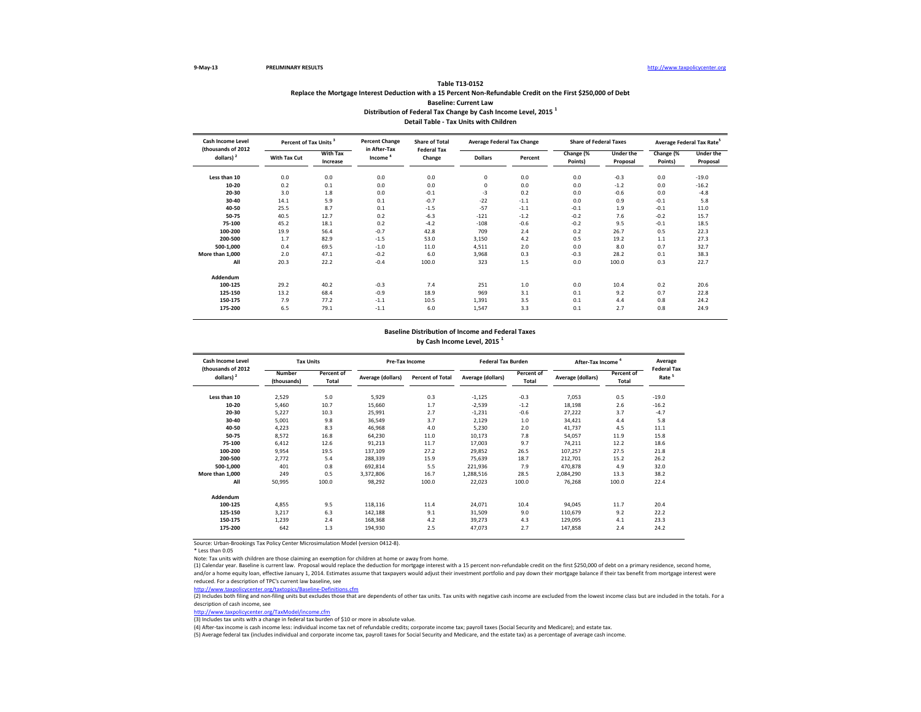9-May-13 **PRELIMINARY RESULTS** http://www.taxpolicycenter.org

## Table T13-0152
### Replace the Mortgage Interest Deduction with a 15 Percent Non-Refundable Credit on the First $250,000 of Debt
### Baseline: Current Law
### Distribution of Federal Tax Change by Cash Income Level, 2015 [1]
### Detail Table - Tax Units with Children

| Cash Income Level (thousands of 2012 dollars) [2] | Percent of Tax Units [3] | | Percent Change in After-Tax Income [4] | Share of Total Federal Tax Change | Average Federal Tax Change | | Share of Federal Taxes | | Average Federal Tax Rate[5] | |
|---|---|---|---|---|---|---|---|---|---|---|
| | With Tax Cut | With Tax Increase | | | Dollars | Percent | Change (% Points) | Under the Proposal | Change (% Points) | Under the Proposal |
| Less than 10 | 0.0 | 0.0 | 0.0 | 0.0 | 0 | 0.0 | 0.0 | -0.3 | 0.0 | -19.0 |
| 10-20 | 0.2 | 0.1 | 0.0 | 0.0 | 0 | 0.0 | 0.0 | -1.2 | 0.0 | -16.2 |
| 20-30 | 3.0 | 1.8 | 0.0 | -0.1 | -3 | 0.2 | 0.0 | -0.6 | 0.0 | -4.8 |
| 30-40 | 14.1 | 5.9 | 0.1 | -0.7 | -22 | -1.1 | 0.0 | 0.9 | -0.1 | 5.8 |
| 40-50 | 25.5 | 8.7 | 0.1 | -1.5 | -57 | -1.1 | -0.1 | 1.9 | -0.1 | 11.0 |
| 50-75 | 40.5 | 12.7 | 0.2 | -6.3 | -121 | -1.2 | -0.2 | 7.6 | -0.2 | 15.7 |
| 75-100 | 45.2 | 18.1 | 0.2 | -4.2 | -108 | -0.6 | -0.2 | 9.5 | -0.1 | 18.5 |
| 100-200 | 19.9 | 56.4 | -0.7 | 42.8 | 709 | 2.4 | 0.2 | 26.7 | 0.5 | 22.3 |
| 200-500 | 1.7 | 82.9 | -1.5 | 53.0 | 3,150 | 4.2 | 0.5 | 19.2 | 1.1 | 27.3 |
| 500-1,000 | 0.4 | 69.5 | -1.0 | 11.0 | 4,511 | 2.0 | 0.0 | 8.0 | 0.7 | 32.7 |
| More than 1,000 | 2.0 | 47.1 | -0.2 | 6.0 | 3,968 | 0.3 | -0.3 | 28.2 | 0.1 | 38.3 |
| All | 20.3 | 22.2 | -0.4 | 100.0 | 323 | 1.5 | 0.0 | 100.0 | 0.3 | 22.7 |
| **Addendum** | | | | | | | | | | |
| 100-125 | 29.2 | 40.2 | -0.3 | 7.4 | 251 | 1.0 | 0.0 | 10.4 | 0.2 | 20.6 |
| 125-150 | 13.2 | 68.4 | -0.9 | 18.9 | 969 | 3.1 | 0.1 | 9.2 | 0.7 | 22.8 |
| 150-175 | 7.9 | 77.2 | -1.1 | 10.5 | 1,391 | 3.5 | 0.1 | 4.4 | 0.8 | 24.2 |
| 175-200 | 6.5 | 79.1 | -1.1 | 6.0 | 1,547 | 3.3 | 0.1 | 2.7 | 0.8 | 24.9 |

### Baseline Distribution of Income and Federal Taxes by Cash Income Level, 2015 [1]

| Cash Income Level (thousands of 2012 dollars) [2] | Tax Units | | Pre-Tax Income | | Federal Tax Burden | | After-Tax Income [4] | | Average Federal Tax Rate [5] |
|---|---|---|---|---|---|---|---|---|---|
| | Number (thousands) | Percent of Total | Average (dollars) | Percent of Total | Average (dollars) | Percent of Total | Average (dollars) | Percent of Total | |
| Less than 10 | 2,529 | 5.0 | 5,929 | 0.3 | -1,125 | -0.3 | 7,053 | 0.5 | -19.0 |
| 10-20 | 5,460 | 10.7 | 15,660 | 1.7 | -2,539 | -1.2 | 18,198 | 2.6 | -16.2 |
| 20-30 | 5,227 | 10.3 | 25,991 | 2.7 | -1,231 | -0.6 | 27,222 | 3.7 | -4.7 |
| 30-40 | 5,001 | 9.8 | 36,549 | 3.7 | 2,129 | 1.0 | 34,421 | 4.4 | 5.8 |
| 40-50 | 4,223 | 8.3 | 46,968 | 4.0 | 5,230 | 2.0 | 41,737 | 4.5 | 11.1 |
| 50-75 | 8,572 | 16.8 | 64,230 | 11.0 | 10,173 | 7.8 | 54,057 | 11.9 | 15.8 |
| 75-100 | 6,412 | 12.6 | 91,213 | 11.7 | 17,003 | 9.7 | 74,211 | 12.2 | 18.6 |
| 100-200 | 9,954 | 19.5 | 137,109 | 27.2 | 29,852 | 26.5 | 107,257 | 27.5 | 21.8 |
| 200-500 | 2,772 | 5.4 | 288,339 | 15.9 | 75,639 | 18.7 | 212,701 | 15.2 | 26.2 |
| 500-1,000 | 401 | 0.8 | 692,814 | 5.5 | 221,936 | 7.9 | 470,878 | 4.9 | 32.0 |
| More than 1,000 | 249 | 0.5 | 3,372,806 | 16.7 | 1,288,516 | 28.5 | 2,084,290 | 13.3 | 38.2 |
| All | 50,995 | 100.0 | 98,292 | 100.0 | 22,023 | 100.0 | 76,268 | 100.0 | 22.4 |
| **Addendum** | | | | | | | | | |
| 100-125 | 4,855 | 9.5 | 118,116 | 11.4 | 24,071 | 10.4 | 94,045 | 11.7 | 20.4 |
| 125-150 | 3,217 | 6.3 | 142,188 | 9.1 | 31,509 | 9.0 | 110,679 | 9.2 | 22.2 |
| 150-175 | 1,239 | 2.4 | 168,368 | 4.2 | 39,273 | 4.3 | 129,095 | 4.1 | 23.3 |
| 175-200 | 642 | 1.3 | 194,930 | 2.5 | 47,073 | 2.7 | 147,858 | 2.4 | 24.2 |

Source: Urban-Brookings Tax Policy Center Microsimulation Model (version 0412-8).

\* Less than 0.05

Note: Tax units with children are those claiming an exemption for children at home or away from home.

(1) Calendar year. Baseline is current law. Proposal would replace the deduction for mortgage interest with a 15 percent non-refundable credit on the first $250,000 of debt on a primary residence, second home, and/or a home equity loan, effective January 1, 2014. Estimates assume that taxpayers would adjust their investment portfolio and pay down their mortgage balance if their tax benefit from mortgage interest were reduced. For a description of TPC's current law baseline, see
http://www.taxpolicycenter.org/taxtopics/Baseline-Definitions.cfm

(2) Includes both filing and non-filing units but excludes those that are dependents of other tax units. Tax units with negative cash income are excluded from the lowest income class but are included in the totals. For a description of cash income, see
http://www.taxpolicycenter.org/TaxModel/income.cfm

(3) Includes tax units with a change in federal tax burden of $10 or more in absolute value.

(4) After-tax income is cash income less: individual income tax net of refundable credits; corporate income tax; payroll taxes (Social Security and Medicare); and estate tax.

(5) Average federal tax (includes individual and corporate income tax, payroll taxes for Social Security and Medicare, and the estate tax) as a percentage of average cash income.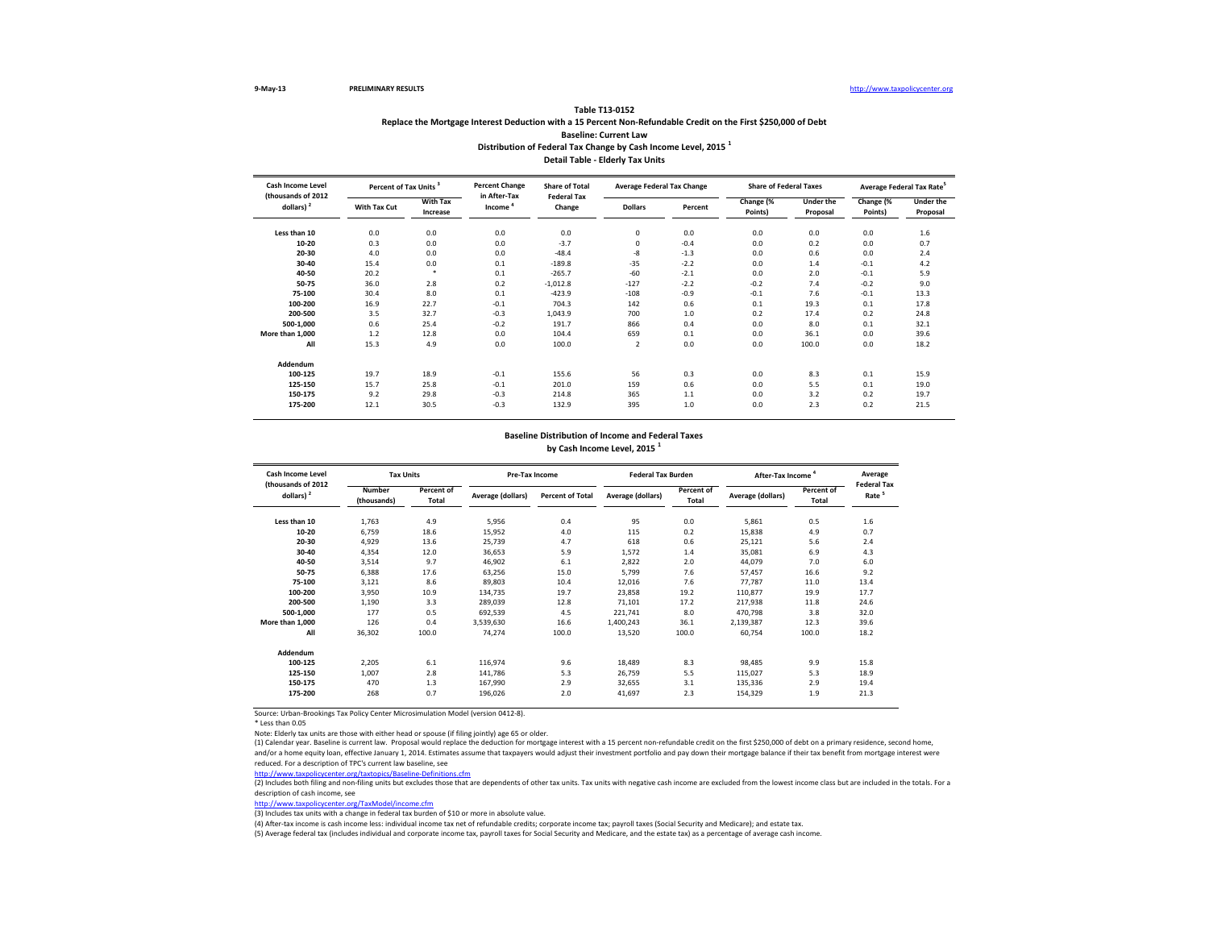9-May-13 PRELIMINARY RESULTS http://www.taxpolicycenter.org

### Table T13-0152
### Replace the Mortgage Interest Deduction with a 15 Percent Non-Refundable Credit on the First $250,000 of Debt
### Baseline: Current Law
### Distribution of Federal Tax Change by Cash Income Level, 2015 [1]
### Detail Table - Elderly Tax Units

| Cash Income Level (thousands of 2012 dollars) [2] | Percent of Tax Units [3] | | Percent Change in After-Tax Income [4] | Share of Total Federal Tax Change | Average Federal Tax Change | | Share of Federal Taxes | | Average Federal Tax Rate [5] | |
|---|---|---|---|---|---|---|---|---|---|---|
| | With Tax Cut | With Tax Increase | | | Dollars | Percent | Change (% Points) | Under the Proposal | Change (% Points) | Under the Proposal |
| Less than 10 | 0.0 | 0.0 | 0.0 | 0.0 | 0 | 0.0 | 0.0 | 0.0 | 0.0 | 1.6 |
| 10-20 | 0.3 | 0.0 | 0.0 | -3.7 | 0 | -0.4 | 0.0 | 0.2 | 0.0 | 0.7 |
| 20-30 | 4.0 | 0.0 | 0.0 | -48.4 | -8 | -1.3 | 0.0 | 0.6 | 0.0 | 2.4 |
| 30-40 | 15.4 | 0.0 | 0.1 | -189.8 | -35 | -2.2 | 0.0 | 1.4 | -0.1 | 4.2 |
| 40-50 | 20.2 | * | 0.1 | -265.7 | -60 | -2.1 | 0.0 | 2.0 | -0.1 | 5.9 |
| 50-75 | 36.0 | 2.8 | 0.2 | -1,012.8 | -127 | -2.2 | -0.2 | 7.4 | -0.2 | 9.0 |
| 75-100 | 30.4 | 8.0 | 0.1 | -423.9 | -108 | -0.9 | -0.1 | 7.6 | -0.1 | 13.3 |
| 100-200 | 16.9 | 22.7 | -0.1 | 704.3 | 142 | 0.6 | 0.1 | 19.3 | 0.1 | 17.8 |
| 200-500 | 3.5 | 32.7 | -0.3 | 1,043.9 | 700 | 1.0 | 0.2 | 17.4 | 0.2 | 24.8 |
| 500-1,000 | 0.6 | 25.4 | -0.2 | 191.7 | 866 | 0.4 | 0.0 | 8.0 | 0.1 | 32.1 |
| More than 1,000 | 1.2 | 12.8 | 0.0 | 104.4 | 659 | 0.1 | 0.0 | 36.1 | 0.0 | 39.6 |
| All | 15.3 | 4.9 | 0.0 | 100.0 | 2 | 0.0 | 0.0 | 100.0 | 0.0 | 18.2 |
| **Addendum** | | | | | | | | | | |
| 100-125 | 19.7 | 18.9 | -0.1 | 155.6 | 56 | 0.3 | 0.0 | 8.3 | 0.1 | 15.9 |
| 125-150 | 15.7 | 25.8 | -0.1 | 201.0 | 159 | 0.6 | 0.0 | 5.5 | 0.1 | 19.0 |
| 150-175 | 9.2 | 29.8 | -0.3 | 214.8 | 365 | 1.1 | 0.0 | 3.2 | 0.2 | 19.7 |
| 175-200 | 12.1 | 30.5 | -0.3 | 132.9 | 395 | 1.0 | 0.0 | 2.3 | 0.2 | 21.5 |

### Baseline Distribution of Income and Federal Taxes by Cash Income Level, 2015 [1]

| Cash Income Level (thousands of 2012 dollars) [2] | Tax Units | | Pre-Tax Income | | Federal Tax Burden | | After-Tax Income [4] | | Average Federal Tax Rate [5] |
|---|---|---|---|---|---|---|---|---|---|
| | Number (thousands) | Percent of Total | Average (dollars) | Percent of Total | Average (dollars) | Percent of Total | Average (dollars) | Percent of Total | |
| Less than 10 | 1,763 | 4.9 | 5,956 | 0.4 | 95 | 0.0 | 5,861 | 0.5 | 1.6 |
| 10-20 | 6,759 | 18.6 | 15,952 | 4.0 | 115 | 0.2 | 15,838 | 4.9 | 0.7 |
| 20-30 | 4,929 | 13.6 | 25,739 | 4.7 | 618 | 0.6 | 25,121 | 5.6 | 2.4 |
| 30-40 | 4,354 | 12.0 | 36,653 | 5.9 | 1,572 | 1.4 | 35,081 | 6.9 | 4.3 |
| 40-50 | 3,514 | 9.7 | 46,902 | 6.1 | 2,822 | 2.0 | 44,079 | 7.0 | 6.0 |
| 50-75 | 6,388 | 17.6 | 63,256 | 15.0 | 5,799 | 7.6 | 57,457 | 16.6 | 9.2 |
| 75-100 | 3,121 | 8.6 | 89,803 | 10.4 | 12,016 | 7.6 | 77,787 | 11.0 | 13.4 |
| 100-200 | 3,950 | 10.9 | 134,735 | 19.7 | 23,858 | 19.2 | 110,877 | 19.9 | 17.7 |
| 200-500 | 1,190 | 3.3 | 289,039 | 12.8 | 71,101 | 17.2 | 217,938 | 11.8 | 24.6 |
| 500-1,000 | 177 | 0.5 | 692,539 | 4.5 | 221,741 | 8.0 | 470,798 | 3.8 | 32.0 |
| More than 1,000 | 126 | 0.4 | 3,539,630 | 16.6 | 1,400,243 | 36.1 | 2,139,387 | 12.3 | 39.6 |
| All | 36,302 | 100.0 | 74,274 | 100.0 | 13,520 | 100.0 | 60,754 | 100.0 | 18.2 |
| **Addendum** | | | | | | | | | |
| 100-125 | 2,205 | 6.1 | 116,974 | 9.6 | 18,489 | 8.3 | 98,485 | 9.9 | 15.8 |
| 125-150 | 1,007 | 2.8 | 141,786 | 5.3 | 26,759 | 5.5 | 115,027 | 5.3 | 18.9 |
| 150-175 | 470 | 1.3 | 167,990 | 2.9 | 32,655 | 3.1 | 135,336 | 2.9 | 19.4 |
| 175-200 | 268 | 0.7 | 196,026 | 2.0 | 41,697 | 2.3 | 154,329 | 1.9 | 21.3 |

Source: Urban-Brookings Tax Policy Center Microsimulation Model (version 0412-8).

* Less than 0.05

Note: Elderly tax units are those with either head or spouse (if filing jointly) age 65 or older.

(1) Calendar year. Baseline is current law. Proposal would replace the deduction for mortgage interest with a 15 percent non-refundable credit on the first $250,000 of debt on a primary residence, second home, and/or a home equity loan, effective January 1, 2014. Estimates assume that taxpayers would adjust their investment portfolio and pay down their mortgage balance if their tax benefit from mortgage interest were reduced. For a description of TPC's current law baseline, see http://www.taxpolicycenter.org/taxtopics/Baseline-Definitions.cfm

(2) Includes both filing and non-filing units but excludes those that are dependents of other tax units. Tax units with negative cash income are excluded from the lowest income class but are included in the totals. For a description of cash income, see http://www.taxpolicycenter.org/TaxModel/income.cfm

(3) Includes tax units with a change in federal tax burden of $10 or more in absolute value.

(4) After-tax income is cash income less: individual income tax net of refundable credits; corporate income tax; payroll taxes (Social Security and Medicare); and estate tax.

(5) Average federal tax (includes individual and corporate income tax, payroll taxes for Social Security and Medicare, and the estate tax) as a percentage of average cash income.